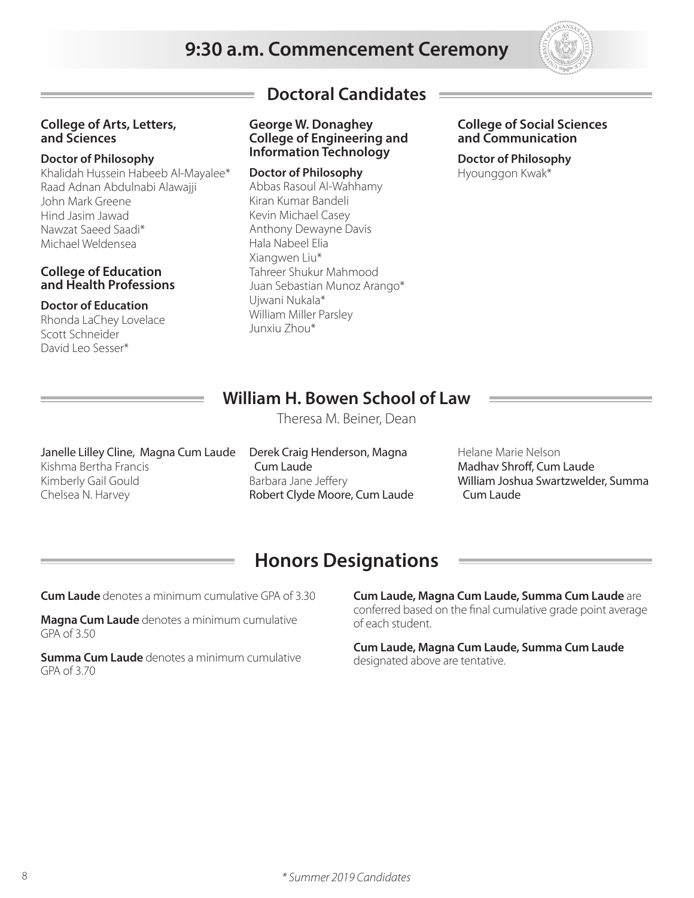# 9:30 a.m. Commencement Ceremony

## Doctoral Candidates

### College of Arts, Letters, and Sciences

**Doctor of Philosophy**

Khalidah Hussein Habeeb Al-Mayalee*
Raad Adnan Abdulnabi Alawajji
John Mark Greene
Hind Jasim Jawad
Nawzat Saeed Saadi*
Michael Weldensea

### College of Education and Health Professions

**Doctor of Education**

Rhonda LaChey Lovelace
Scott Schneider
David Leo Sesser*

### George W. Donaghey College of Engineering and Information Technology

**Doctor of Philosophy**

Abbas Rasoul Al-Wahhamy
Kiran Kumar Bandeli
Kevin Michael Casey
Anthony Dewayne Davis
Hala Nabeel Elia
Xiangwen Liu*
Tahreer Shukur Mahmood
Juan Sebastian Munoz Arango*
Ujwani Nukala*
William Miller Parsley
Junxiu Zhou*

### College of Social Sciences and Communication

**Doctor of Philosophy**

Hyounggon Kwak*

## William H. Bowen School of Law

Theresa M. Beiner, Dean

Janelle Lilley Cline, Magna Cum Laude
Kishma Bertha Francis
Kimberly Gail Gould
Chelsea N. Harvey
Derek Craig Henderson, Magna Cum Laude
Barbara Jane Jeffery
Robert Clyde Moore, Cum Laude
Helane Marie Nelson
Madhav Shroff, Cum Laude
William Joshua Swartzwelder, Summa Cum Laude

## Honors Designations

**Cum Laude** denotes a minimum cumulative GPA of 3.30

**Magna Cum Laude** denotes a minimum cumulative GPA of 3.50

**Summa Cum Laude** denotes a minimum cumulative GPA of 3.70

**Cum Laude, Magna Cum Laude, Summa Cum Laude** are conferred based on the final cumulative grade point average of each student.

**Cum Laude, Magna Cum Laude, Summa Cum Laude** designated above are tentative.

*\* Summer 2019 Candidates*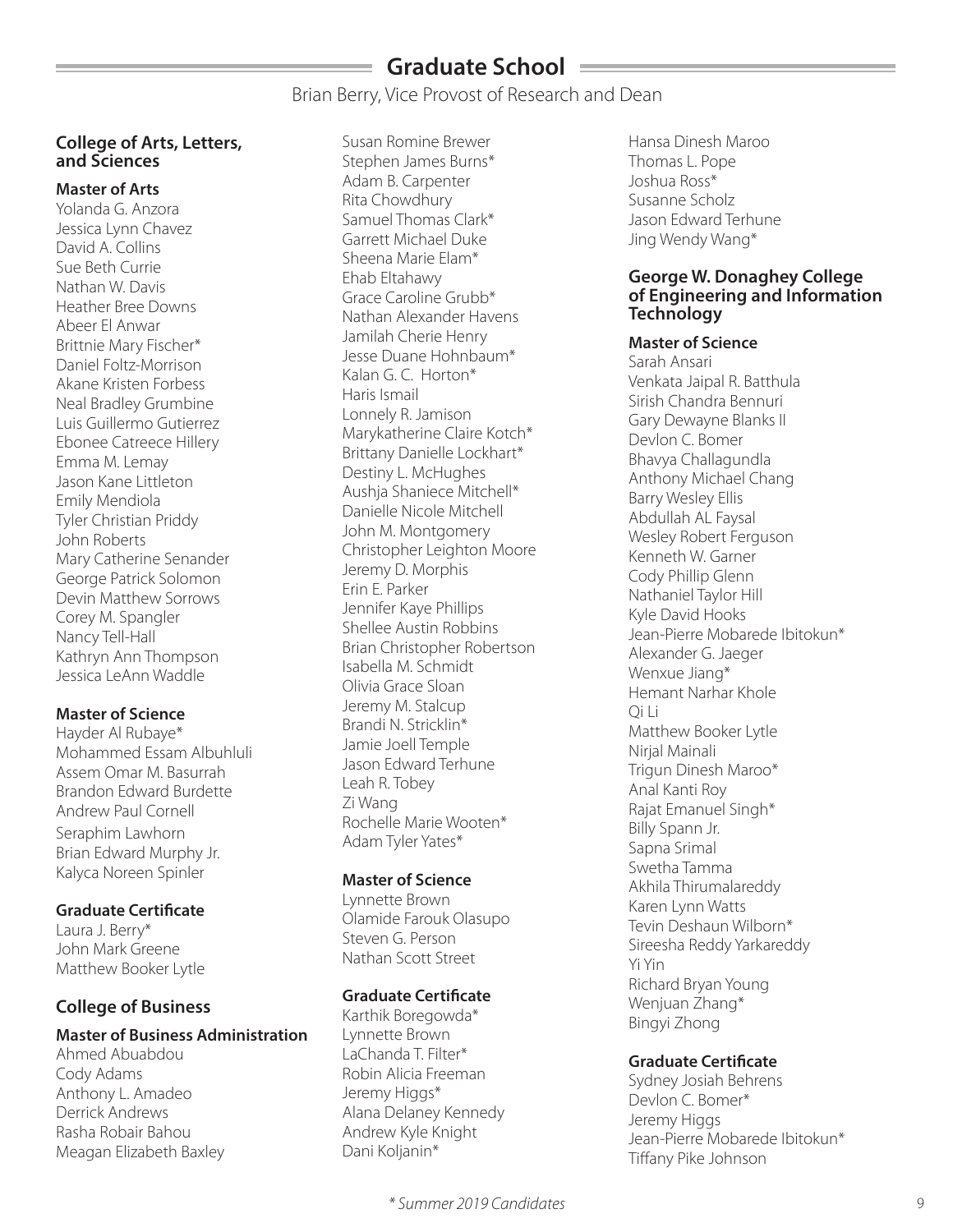# Graduate School

Brian Berry, Vice Provost of Research and Dean

## College of Arts, Letters, and Sciences

### Master of Arts

Yolanda G. Anzora
Jessica Lynn Chavez
David A. Collins
Sue Beth Currie
Nathan W. Davis
Heather Bree Downs
Abeer El Anwar
Brittnie Mary Fischer*
Daniel Foltz-Morrison
Akane Kristen Forbess
Neal Bradley Grumbine
Luis Guillermo Gutierrez
Ebonee Catreece Hillery
Emma M. Lemay
Jason Kane Littleton
Emily Mendiola
Tyler Christian Priddy
John Roberts
Mary Catherine Senander
George Patrick Solomon
Devin Matthew Sorrows
Corey M. Spangler
Nancy Tell-Hall
Kathryn Ann Thompson
Jessica LeAnn Waddle

### Master of Science

Hayder Al Rubaye*
Mohammed Essam Albuhluli
Assem Omar M. Basurrah
Brandon Edward Burdette
Andrew Paul Cornell
Seraphim Lawhorn
Brian Edward Murphy Jr.
Kalyca Noreen Spinler

### Graduate Certificate

Laura J. Berry*
John Mark Greene
Matthew Booker Lytle

## College of Business

### Master of Business Administration

Ahmed Abuabdou
Cody Adams
Anthony L. Amadeo
Derrick Andrews
Rasha Robair Bahou
Meagan Elizabeth Baxley
Susan Romine Brewer
Stephen James Burns*
Adam B. Carpenter
Rita Chowdhury
Samuel Thomas Clark*
Garrett Michael Duke
Sheena Marie Elam*
Ehab Eltahawy
Grace Caroline Grubb*
Nathan Alexander Havens
Jamilah Cherie Henry
Jesse Duane Hohnbaum*
Kalan G. C. Horton*
Haris Ismail
Lonnely R. Jamison
Marykatherine Claire Kotch*
Brittany Danielle Lockhart*
Destiny L. McHughes
Aushja Shaniece Mitchell*
Danielle Nicole Mitchell
John M. Montgomery
Christopher Leighton Moore
Jeremy D. Morphis
Erin E. Parker
Jennifer Kaye Phillips
Shellee Austin Robbins
Brian Christopher Robertson
Isabella M. Schmidt
Olivia Grace Sloan
Jeremy M. Stalcup
Brandi N. Stricklin*
Jamie Joell Temple
Jason Edward Terhune
Leah R. Tobey
Zi Wang
Rochelle Marie Wooten*
Adam Tyler Yates*

### Master of Science

Lynnette Brown
Olamide Farouk Olasupo
Steven G. Person
Nathan Scott Street

### Graduate Certificate

Karthik Boregowda*
Lynnette Brown
LaChanda T. Filter*
Robin Alicia Freeman
Jeremy Higgs*
Alana Delaney Kennedy
Andrew Kyle Knight
Dani Koljanin*
Hansa Dinesh Maroo
Thomas L. Pope
Joshua Ross*
Susanne Scholz
Jason Edward Terhune
Jing Wendy Wang*

## George W. Donaghey College of Engineering and Information Technology

### Master of Science

Sarah Ansari
Venkata Jaipal R. Batthula
Sirish Chandra Bennuri
Gary Dewayne Blanks II
Devlon C. Bomer
Bhavya Challagundla
Anthony Michael Chang
Barry Wesley Ellis
Abdullah AL Faysal
Wesley Robert Ferguson
Kenneth W. Garner
Cody Phillip Glenn
Nathaniel Taylor Hill
Kyle David Hooks
Jean-Pierre Mobarede Ibitokun*
Alexander G. Jaeger
Wenxue Jiang*
Hemant Narhar Khole
Qi Li
Matthew Booker Lytle
Nirjal Mainali
Trigun Dinesh Maroo*
Anal Kanti Roy
Rajat Emanuel Singh*
Billy Spann Jr.
Sapna Srimal
Swetha Tamma
Akhila Thirumalareddy
Karen Lynn Watts
Tevin Deshaun Wilborn*
Sireesha Reddy Yarkareddy
Yi Yin
Richard Bryan Young
Wenjuan Zhang*
Bingyi Zhong

### Graduate Certificate

Sydney Josiah Behrens
Devlon C. Bomer*
Jeremy Higgs
Jean-Pierre Mobarede Ibitokun*
Tiffany Pike Johnson

*\* Summer 2019 Candidates*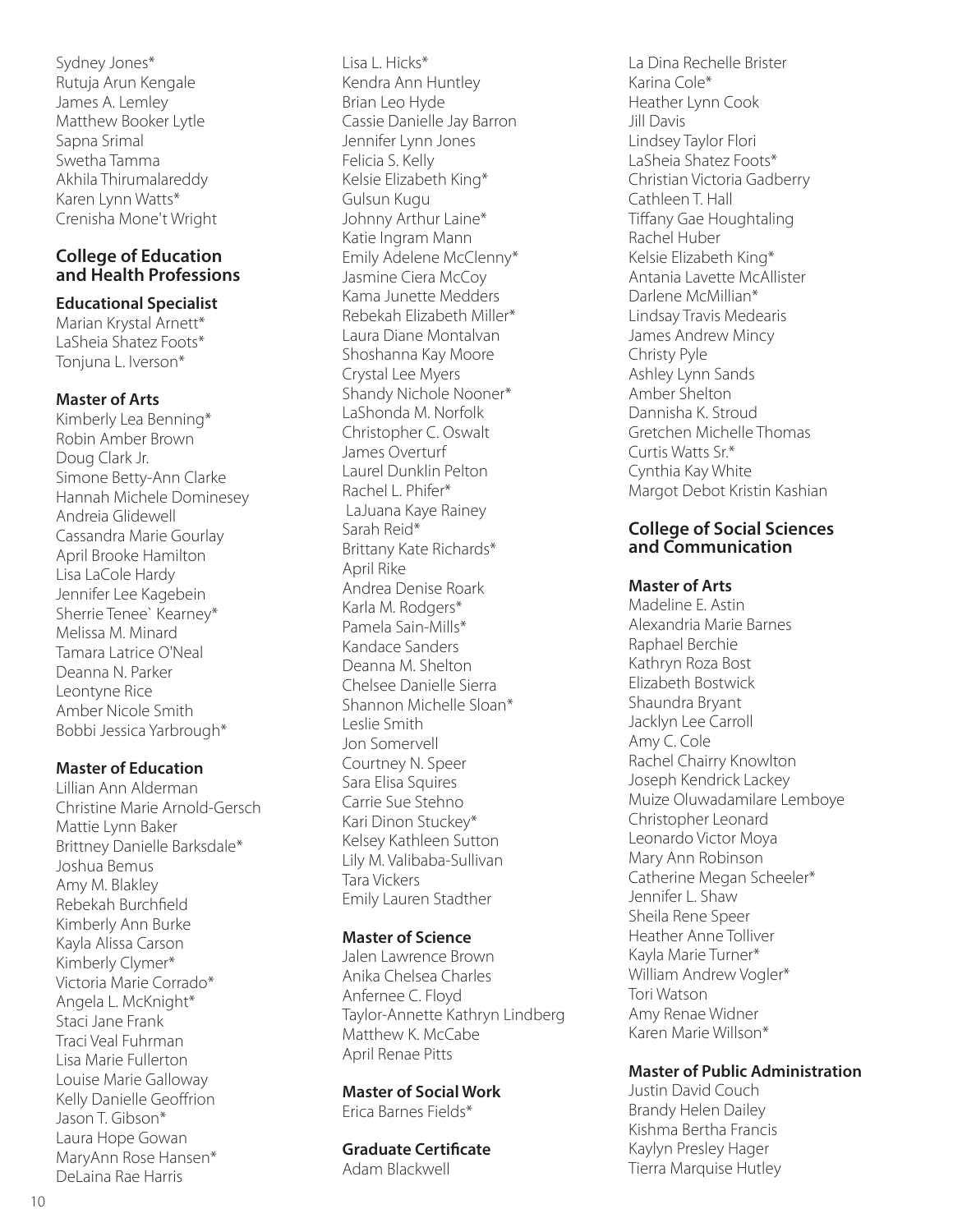Sydney Jones*
Rutuja Arun Kengale
James A. Lemley
Matthew Booker Lytle
Sapna Srimal
Swetha Tamma
Akhila Thirumalareddy
Karen Lynn Watts*
Crenisha Mone't Wright

## College of Education and Health Professions

### Educational Specialist

Marian Krystal Arnett*
LaSheia Shatez Foots*
Tonjuna L. Iverson*

### Master of Arts

Kimberly Lea Benning*
Robin Amber Brown
Doug Clark Jr.
Simone Betty-Ann Clarke
Hannah Michele Dominesey
Andreia Glidewell
Cassandra Marie Gourlay
April Brooke Hamilton
Lisa LaCole Hardy
Jennifer Lee Kagebein
Sherrie Tenee` Kearney*
Melissa M. Minard
Tamara Latrice O'Neal
Deanna N. Parker
Leontyne Rice
Amber Nicole Smith
Bobbi Jessica Yarbrough*

### Master of Education

Lillian Ann Alderman
Christine Marie Arnold-Gersch
Mattie Lynn Baker
Brittney Danielle Barksdale*
Joshua Bemus
Amy M. Blakley
Rebekah Burchfield
Kimberly Ann Burke
Kayla Alissa Carson
Kimberly Clymer*
Victoria Marie Corrado*
Angela L. McKnight*
Staci Jane Frank
Traci Veal Fuhrman
Lisa Marie Fullerton
Louise Marie Galloway
Kelly Danielle Geoffrion
Jason T. Gibson*
Laura Hope Gowan
MaryAnn Rose Hansen*
DeLaina Rae Harris
Lisa L. Hicks*
Kendra Ann Huntley
Brian Leo Hyde
Cassie Danielle Jay Barron
Jennifer Lynn Jones
Felicia S. Kelly
Kelsie Elizabeth King*
Gulsun Kugu
Johnny Arthur Laine*
Katie Ingram Mann
Emily Adelene McClenny*
Jasmine Ciera McCoy
Kama Junette Medders
Rebekah Elizabeth Miller*
Laura Diane Montalvan
Shoshanna Kay Moore
Crystal Lee Myers
Shandy Nichole Nooner*
LaShonda M. Norfolk
Christopher C. Oswalt
James Overturf
Laurel Dunklin Pelton
Rachel L. Phifer*
LaJuana Kaye Rainey
Sarah Reid*
Brittany Kate Richards*
April Rike
Andrea Denise Roark
Karla M. Rodgers*
Pamela Sain-Mills*
Kandace Sanders
Deanna M. Shelton
Chelsee Danielle Sierra
Shannon Michelle Sloan*
Leslie Smith
Jon Somervell
Courtney N. Speer
Sara Elisa Squires
Carrie Sue Stehno
Kari Dinon Stuckey*
Kelsey Kathleen Sutton
Lily M. Valibaba-Sullivan
Tara Vickers
Emily Lauren Stadther

### Master of Science

Jalen Lawrence Brown
Anika Chelsea Charles
Anfernee C. Floyd
Taylor-Annette Kathryn Lindberg
Matthew K. McCabe
April Renae Pitts

### Master of Social Work

Erica Barnes Fields*

### Graduate Certificate

Adam Blackwell
La Dina Rechelle Brister
Karina Cole*
Heather Lynn Cook
Jill Davis
Lindsey Taylor Flori
LaSheia Shatez Foots*
Christian Victoria Gadberry
Cathleen T. Hall
Tiffany Gae Houghtaling
Rachel Huber
Kelsie Elizabeth King*
Antania Lavette McAllister
Darlene McMillian*
Lindsay Travis Medearis
James Andrew Mincy
Christy Pyle
Ashley Lynn Sands
Amber Shelton
Dannisha K. Stroud
Gretchen Michelle Thomas
Curtis Watts Sr.*
Cynthia Kay White
Margot Debot Kristin Kashian

## College of Social Sciences and Communication

### Master of Arts

Madeline E. Astin
Alexandria Marie Barnes
Raphael Berchie
Kathryn Roza Bost
Elizabeth Bostwick
Shaundra Bryant
Jacklyn Lee Carroll
Amy C. Cole
Rachel Chairry Knowlton
Joseph Kendrick Lackey
Muize Oluwadamilare Lemboye
Christopher Leonard
Leonardo Victor Moya
Mary Ann Robinson
Catherine Megan Scheeler*
Jennifer L. Shaw
Sheila Rene Speer
Heather Anne Tolliver
Kayla Marie Turner*
William Andrew Vogler*
Tori Watson
Amy Renae Widner
Karen Marie Willson*

### Master of Public Administration

Justin David Couch
Brandy Helen Dailey
Kishma Bertha Francis
Kaylyn Presley Hager
Tierra Marquise Hutley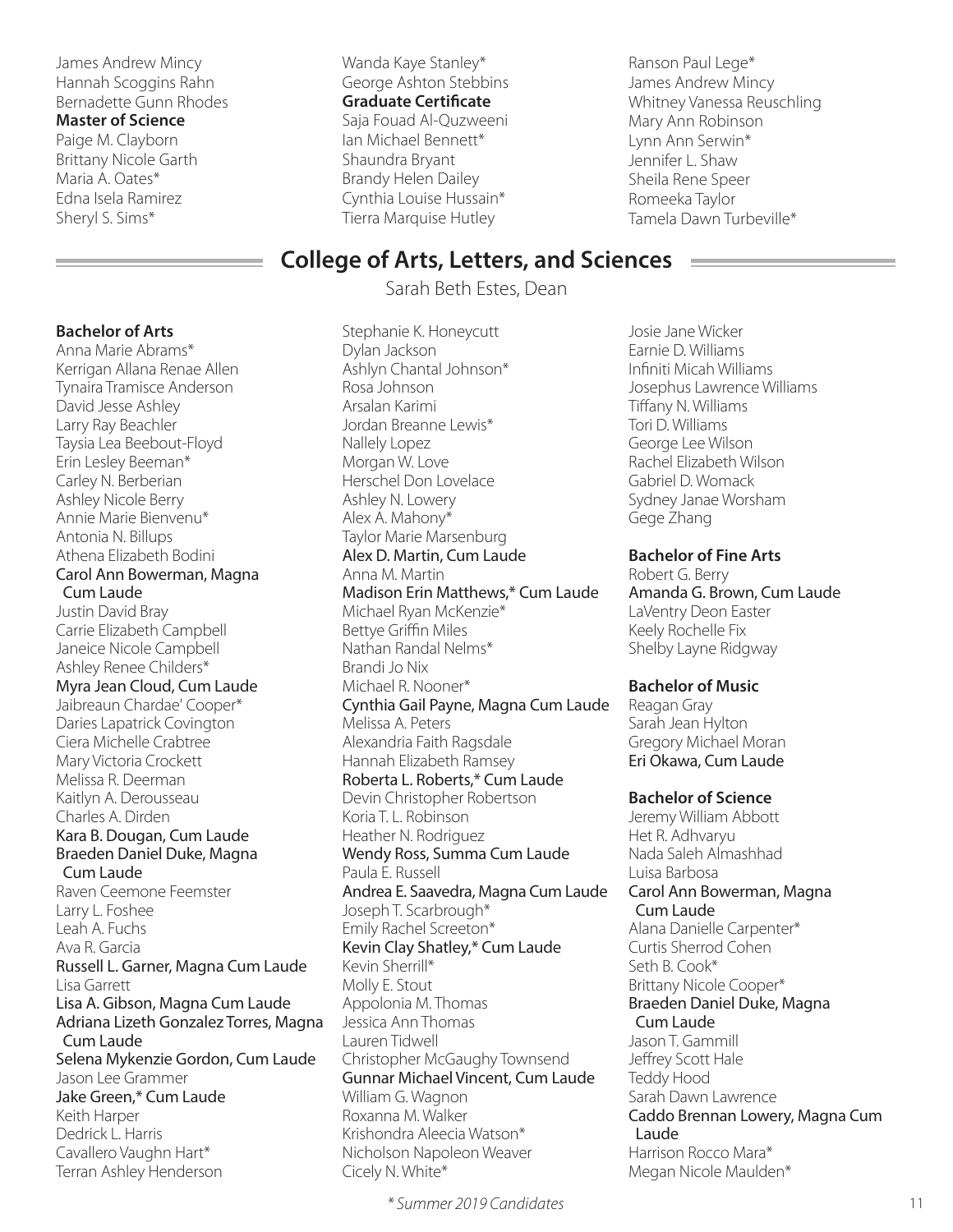James Andrew Mincy
Hannah Scoggins Rahn
Bernadette Gunn Rhodes

**Master of Science**

Paige M. Clayborn
Brittany Nicole Garth
Maria A. Oates*
Edna Isela Ramirez
Sheryl S. Sims*
Wanda Kaye Stanley*
George Ashton Stebbins

**Graduate Certificate**

Saja Fouad Al-Quzweeni
Ian Michael Bennett*
Shaundra Bryant
Brandy Helen Dailey
Cynthia Louise Hussain*
Tierra Marquise Hutley
Ranson Paul Lege*
James Andrew Mincy
Whitney Vanessa Reuschling
Mary Ann Robinson
Lynn Ann Serwin*
Jennifer L. Shaw
Sheila Rene Speer
Romeeka Taylor
Tamela Dawn Turbeville*

## College of Arts, Letters, and Sciences

Sarah Beth Estes, Dean

**Bachelor of Arts**

Anna Marie Abrams*
Kerrigan Allana Renae Allen
Tynaira Tramisce Anderson
David Jesse Ashley
Larry Ray Beachler
Taysia Lea Beebout-Floyd
Erin Lesley Beeman*
Carley N. Berberian
Ashley Nicole Berry
Annie Marie Bienvenu*
Antonia N. Billups
Athena Elizabeth Bodini
Carol Ann Bowerman, Magna Cum Laude
Justin David Bray
Carrie Elizabeth Campbell
Janeice Nicole Campbell
Ashley Renee Childers*
Myra Jean Cloud, Cum Laude
Jaibreaun Chardae' Cooper*
Daries Lapatrick Covington
Ciera Michelle Crabtree
Mary Victoria Crockett
Melissa R. Deerman
Kaitlyn A. Derousseau
Charles A. Dirden
Kara B. Dougan, Cum Laude
Braeden Daniel Duke, Magna Cum Laude
Raven Ceemone Feemster
Larry L. Foshee
Leah A. Fuchs
Ava R. Garcia
Russell L. Garner, Magna Cum Laude
Lisa Garrett
Lisa A. Gibson, Magna Cum Laude
Adriana Lizeth Gonzalez Torres, Magna Cum Laude
Selena Mykenzie Gordon, Cum Laude
Jason Lee Grammer
Jake Green,* Cum Laude
Keith Harper
Dedrick L. Harris
Cavallero Vaughn Hart*
Terran Ashley Henderson
Stephanie K. Honeycutt
Dylan Jackson
Ashlyn Chantal Johnson*
Rosa Johnson
Arsalan Karimi
Jordan Breanne Lewis*
Nallely Lopez
Morgan W. Love
Herschel Don Lovelace
Ashley N. Lowery
Alex A. Mahony*
Taylor Marie Marsenburg
Alex D. Martin, Cum Laude
Anna M. Martin
Madison Erin Matthews,* Cum Laude
Michael Ryan McKenzie*
Bettye Griffin Miles
Nathan Randal Nelms*
Brandi Jo Nix
Michael R. Nooner*
Cynthia Gail Payne, Magna Cum Laude
Melissa A. Peters
Alexandria Faith Ragsdale
Hannah Elizabeth Ramsey
Roberta L. Roberts,* Cum Laude
Devin Christopher Robertson
Koria T. L. Robinson
Heather N. Rodriguez
Wendy Ross, Summa Cum Laude
Paula E. Russell
Andrea E. Saavedra, Magna Cum Laude
Joseph T. Scarbrough*
Emily Rachel Screeton*
Kevin Clay Shatley,* Cum Laude
Kevin Sherrill*
Molly E. Stout
Appolonia M. Thomas
Jessica Ann Thomas
Lauren Tidwell
Christopher McGaughy Townsend
Gunnar Michael Vincent, Cum Laude
William G. Wagnon
Roxanna M. Walker
Krishondra Aleecia Watson*
Nicholson Napoleon Weaver
Cicely N. White*
Josie Jane Wicker
Earnie D. Williams
Infiniti Micah Williams
Josephus Lawrence Williams
Tiffany N. Williams
Tori D. Williams
George Lee Wilson
Rachel Elizabeth Wilson
Gabriel D. Womack
Sydney Janae Worsham
Gege Zhang

**Bachelor of Fine Arts**

Robert G. Berry
Amanda G. Brown, Cum Laude
LaVentry Deon Easter
Keely Rochelle Fix
Shelby Layne Ridgway

**Bachelor of Music**

Reagan Gray
Sarah Jean Hylton
Gregory Michael Moran
Eri Okawa, Cum Laude

**Bachelor of Science**

Jeremy William Abbott
Het R. Adhvaryu
Nada Saleh Almashhad
Luisa Barbosa
Carol Ann Bowerman, Magna Cum Laude
Alana Danielle Carpenter*
Curtis Sherrod Cohen
Seth B. Cook*
Brittany Nicole Cooper*
Braeden Daniel Duke, Magna Cum Laude
Jason T. Gammill
Jeffrey Scott Hale
Teddy Hood
Sarah Dawn Lawrence
Caddo Brennan Lowery, Magna Cum Laude
Harrison Rocco Mara*
Megan Nicole Maulden*

*\* Summer 2019 Candidates*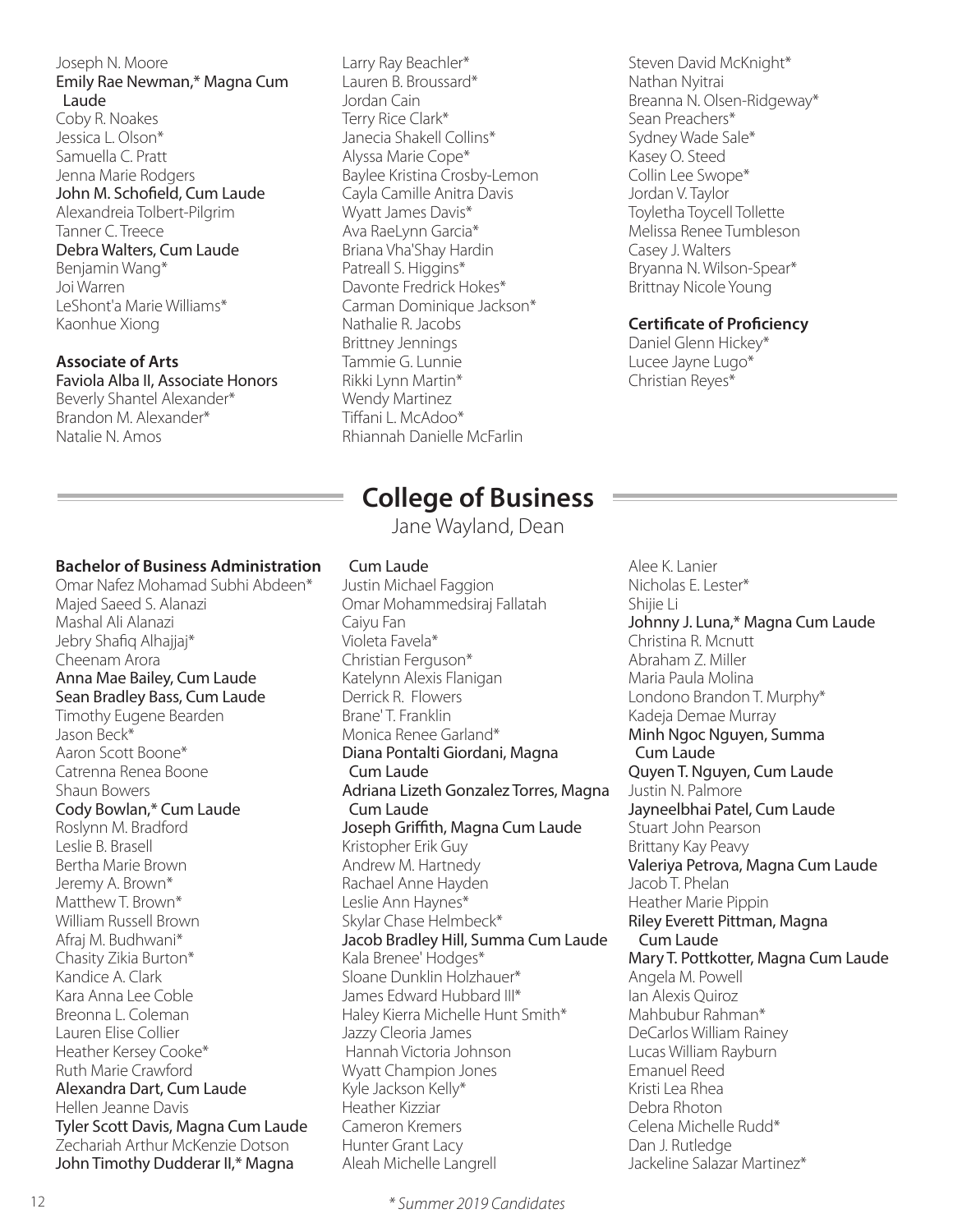Joseph N. Moore
Emily Rae Newman,* Magna Cum Laude
Coby R. Noakes
Jessica L. Olson*
Samuella C. Pratt
Jenna Marie Rodgers
John M. Schofield, Cum Laude
Alexandreia Tolbert-Pilgrim
Tanner C. Treece
Debra Walters, Cum Laude
Benjamin Wang*
Joi Warren
LeShont'a Marie Williams*
Kaonhue Xiong

**Associate of Arts**

Faviola Alba II, Associate Honors
Beverly Shantel Alexander*
Brandon M. Alexander*
Natalie N. Amos
Larry Ray Beachler*
Lauren B. Broussard*
Jordan Cain
Terry Rice Clark*
Janecia Shakell Collins*
Alyssa Marie Cope*
Baylee Kristina Crosby-Lemon
Cayla Camille Anitra Davis
Wyatt James Davis*
Ava RaeLynn Garcia*
Briana Vha'Shay Hardin
Patreall S. Higgins*
Davonte Fredrick Hokes*
Carman Dominique Jackson*
Nathalie R. Jacobs
Brittney Jennings
Tammie G. Lunnie
Rikki Lynn Martin*
Wendy Martinez
Tiffani L. McAdoo*
Rhiannah Danielle McFarlin
Steven David McKnight*
Nathan Nyitrai
Breanna N. Olsen-Ridgeway*
Sean Preachers*
Sydney Wade Sale*
Kasey O. Steed
Collin Lee Swope*
Jordan V. Taylor
Toyletha Toycell Tollette
Melissa Renee Tumbleson
Casey J. Walters
Bryanna N. Wilson-Spear*
Brittnay Nicole Young

**Certificate of Proficiency**

Daniel Glenn Hickey*
Lucee Jayne Lugo*
Christian Reyes*

## College of Business

Jane Wayland, Dean

**Bachelor of Business Administration**

Omar Nafez Mohamad Subhi Abdeen*
Majed Saeed S. Alanazi
Mashal Ali Alanazi
Jebry Shafiq Alhajjaj*
Cheenam Arora
Anna Mae Bailey, Cum Laude
Sean Bradley Bass, Cum Laude
Timothy Eugene Bearden
Jason Beck*
Aaron Scott Boone*
Catrenna Renea Boone
Shaun Bowers
Cody Bowlan,* Cum Laude
Roslynn M. Bradford
Leslie B. Brasell
Bertha Marie Brown
Jeremy A. Brown*
Matthew T. Brown*
William Russell Brown
Afraj M. Budhwani*
Chasity Zikia Burton*
Kandice A. Clark
Kara Anna Lee Coble
Breonna L. Coleman
Lauren Elise Collier
Heather Kersey Cooke*
Ruth Marie Crawford
Alexandra Dart, Cum Laude
Hellen Jeanne Davis
Tyler Scott Davis, Magna Cum Laude
Zechariah Arthur McKenzie Dotson
John Timothy Dudderar II,* Magna Cum Laude
Justin Michael Faggion
Omar Mohammedsiraj Fallatah
Caiyu Fan
Violeta Favela*
Christian Ferguson*
Katelynn Alexis Flanigan
Derrick R. Flowers
Brane' T. Franklin
Monica Renee Garland*
Diana Pontalti Giordani, Magna Cum Laude
Adriana Lizeth Gonzalez Torres, Magna Cum Laude
Joseph Griffith, Magna Cum Laude
Kristopher Erik Guy
Andrew M. Hartnedy
Rachael Anne Hayden
Leslie Ann Haynes*
Skylar Chase Helmbeck*
Jacob Bradley Hill, Summa Cum Laude
Kala Brenee' Hodges*
Sloane Dunklin Holzhauer*
James Edward Hubbard III*
Haley Kierra Michelle Hunt Smith*
Jazzy Cleoria James
Hannah Victoria Johnson
Wyatt Champion Jones
Kyle Jackson Kelly*
Heather Kizziar
Cameron Kremers
Hunter Grant Lacy
Aleah Michelle Langrell
Alee K. Lanier
Nicholas E. Lester*
Shijie Li
Johnny J. Luna,* Magna Cum Laude
Christina R. Mcnutt
Abraham Z. Miller
Maria Paula Molina
Londono Brandon T. Murphy*
Kadeja Demae Murray
Minh Ngoc Nguyen, Summa Cum Laude
Quyen T. Nguyen, Cum Laude
Justin N. Palmore
Jayneelbhai Patel, Cum Laude
Stuart John Pearson
Brittany Kay Peavy
Valeriya Petrova, Magna Cum Laude
Jacob T. Phelan
Heather Marie Pippin
Riley Everett Pittman, Magna Cum Laude
Mary T. Pottkotter, Magna Cum Laude
Angela M. Powell
Ian Alexis Quiroz
Mahbubur Rahman*
DeCarlos William Rainey
Lucas William Rayburn
Emanuel Reed
Kristi Lea Rhea
Debra Rhoton
Celena Michelle Rudd*
Dan J. Rutledge
Jackeline Salazar Martinez*

*\* Summer 2019 Candidates*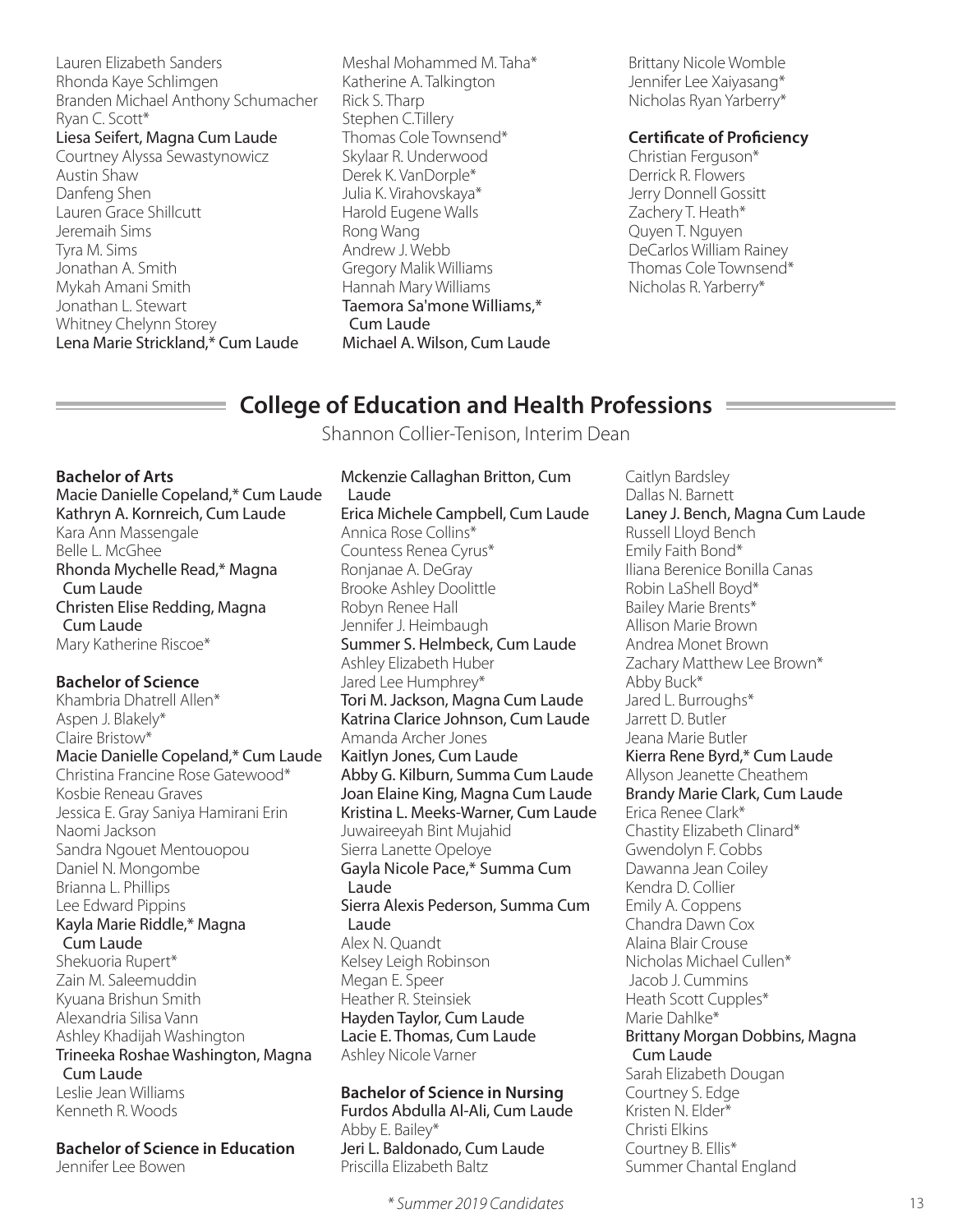Lauren Elizabeth Sanders
Rhonda Kaye Schlimgen
Branden Michael Anthony Schumacher
Ryan C. Scott*
Liesa Seifert, Magna Cum Laude
Courtney Alyssa Sewastynowicz
Austin Shaw
Danfeng Shen
Lauren Grace Shillcutt
Jeremaih Sims
Tyra M. Sims
Jonathan A. Smith
Mykah Amani Smith
Jonathan L. Stewart
Whitney Chelynn Storey
Lena Marie Strickland,* Cum Laude
Meshal Mohammed M. Taha*
Katherine A. Talkington
Rick S. Tharp
Stephen C.Tillery
Thomas Cole Townsend*
Skylaar R. Underwood
Derek K. VanDorple*
Julia K. Virahovskaya*
Harold Eugene Walls
Rong Wang
Andrew J. Webb
Gregory Malik Williams
Hannah Mary Williams
Taemora Sa'mone Williams,* Cum Laude
Michael A. Wilson, Cum Laude
Brittany Nicole Womble
Jennifer Lee Xaiyasang*
Nicholas Ryan Yarberry*

**Certificate of Proficiency**

Christian Ferguson*
Derrick R. Flowers
Jerry Donnell Gossitt
Zachery T. Heath*
Quyen T. Nguyen
DeCarlos William Rainey
Thomas Cole Townsend*
Nicholas R. Yarberry*

## College of Education and Health Professions

Shannon Collier-Tenison, Interim Dean

**Bachelor of Arts**

Macie Danielle Copeland,* Cum Laude
Kathryn A. Kornreich, Cum Laude
Kara Ann Massengale
Belle L. McGhee
Rhonda Mychelle Read,* Magna Cum Laude
Christen Elise Redding, Magna Cum Laude
Mary Katherine Riscoe*

**Bachelor of Science**

Khambria Dhatrell Allen*
Aspen J. Blakely*
Claire Bristow*
Macie Danielle Copeland,* Cum Laude
Christina Francine Rose Gatewood*
Kosbie Reneau Graves
Jessica E. Gray Saniya Hamirani Erin
Naomi Jackson
Sandra Ngouet Mentouopou
Daniel N. Mongombe
Brianna L. Phillips
Lee Edward Pippins
Kayla Marie Riddle,* Magna Cum Laude
Shekuoria Rupert*
Zain M. Saleemuddin
Kyuana Brishun Smith
Alexandria Silisa Vann
Ashley Khadijah Washington
Trineeka Roshae Washington, Magna Cum Laude
Leslie Jean Williams
Kenneth R. Woods

**Bachelor of Science in Education**

Jennifer Lee Bowen
Mckenzie Callaghan Britton, Cum Laude
Erica Michele Campbell, Cum Laude
Annica Rose Collins*
Countess Renea Cyrus*
Ronjanae A. DeGray
Brooke Ashley Doolittle
Robyn Renee Hall
Jennifer J. Heimbaugh
Summer S. Helmbeck, Cum Laude
Ashley Elizabeth Huber
Jared Lee Humphrey*
Tori M. Jackson, Magna Cum Laude
Katrina Clarice Johnson, Cum Laude
Amanda Archer Jones
Kaitlyn Jones, Cum Laude
Abby G. Kilburn, Summa Cum Laude
Joan Elaine King, Magna Cum Laude
Kristina L. Meeks-Warner, Cum Laude
Juwaireeyah Bint Mujahid
Sierra Lanette Opeloye
Gayla Nicole Pace,* Summa Cum Laude
Sierra Alexis Pederson, Summa Cum Laude
Alex N. Quandt
Kelsey Leigh Robinson
Megan E. Speer
Heather R. Steinsiek
Hayden Taylor, Cum Laude
Lacie E. Thomas, Cum Laude
Ashley Nicole Varner

**Bachelor of Science in Nursing**

Furdos Abdulla Al-Ali, Cum Laude
Abby E. Bailey*
Jeri L. Baldonado, Cum Laude
Priscilla Elizabeth Baltz
Caitlyn Bardsley
Dallas N. Barnett
Laney J. Bench, Magna Cum Laude
Russell Lloyd Bench
Emily Faith Bond*
Iliana Berenice Bonilla Canas
Robin LaShell Boyd*
Bailey Marie Brents*
Allison Marie Brown
Andrea Monet Brown
Zachary Matthew Lee Brown*
Abby Buck*
Jared L. Burroughs*
Jarrett D. Butler
Jeana Marie Butler
Kierra Rene Byrd,* Cum Laude
Allyson Jeanette Cheathem
Brandy Marie Clark, Cum Laude
Erica Renee Clark*
Chastity Elizabeth Clinard*
Gwendolyn F. Cobbs
Dawanna Jean Coiley
Kendra D. Collier
Emily A. Coppens
Chandra Dawn Cox
Alaina Blair Crouse
Nicholas Michael Cullen*
Jacob J. Cummins
Heath Scott Cupples*
Marie Dahlke*
Brittany Morgan Dobbins, Magna Cum Laude
Sarah Elizabeth Dougan
Courtney S. Edge
Kristen N. Elder*
Christi Elkins
Courtney B. Ellis*
Summer Chantal England

*\* Summer 2019 Candidates*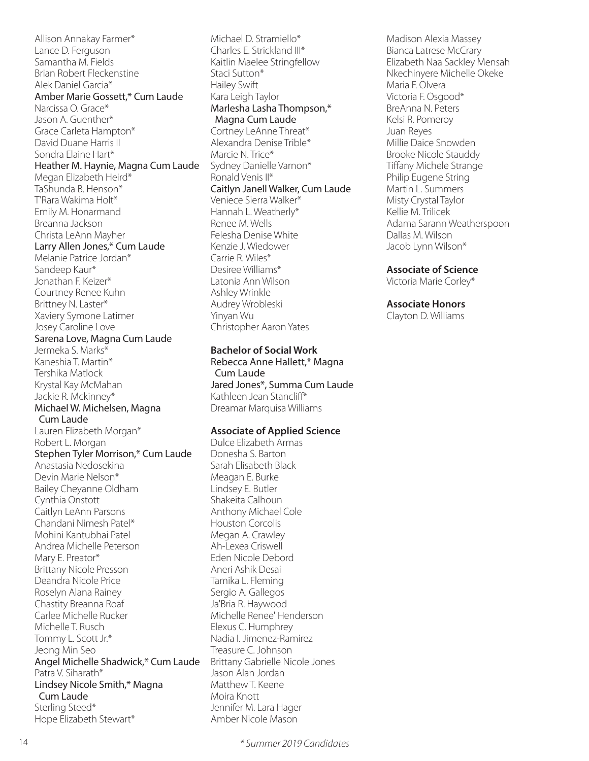Allison Annakay Farmer*
Lance D. Ferguson
Samantha M. Fields
Brian Robert Fleckenstine
Alek Daniel Garcia*
Amber Marie Gossett,* Cum Laude
Narcissa O. Grace*
Jason A. Guenther*
Grace Carleta Hampton*
David Duane Harris II
Sondra Elaine Hart*
Heather M. Haynie, Magna Cum Laude
Megan Elizabeth Heird*
TaShunda B. Henson*
T'Rara Wakima Holt*
Emily M. Honarmand
Breanna Jackson
Christa LeAnn Mayher
Larry Allen Jones,* Cum Laude
Melanie Patrice Jordan*
Sandeep Kaur*
Jonathan F. Keizer*
Courtney Renee Kuhn
Brittney N. Laster*
Xaviery Symone Latimer
Josey Caroline Love
Sarena Love, Magna Cum Laude
Jermeka S. Marks*
Kaneshia T. Martin*
Tershika Matlock
Krystal Kay McMahan
Jackie R. Mckinney*
Michael W. Michelsen, Magna Cum Laude
Lauren Elizabeth Morgan*
Robert L. Morgan
Stephen Tyler Morrison,* Cum Laude
Anastasia Nedosekina
Devin Marie Nelson*
Bailey Cheyanne Oldham
Cynthia Onstott
Caitlyn LeAnn Parsons
Chandani Nimesh Patel*
Mohini Kantubhai Patel
Andrea Michelle Peterson
Mary E. Preator*
Brittany Nicole Presson
Deandra Nicole Price
Roselyn Alana Rainey
Chastity Breanna Roaf
Carlee Michelle Rucker
Michelle T. Rusch
Tommy L. Scott Jr.*
Jeong Min Seo
Angel Michelle Shadwick,* Cum Laude
Patra V. Siharath*
Lindsey Nicole Smith,* Magna Cum Laude
Sterling Steed*
Hope Elizabeth Stewart*
Michael D. Stramiello*
Charles E. Strickland III*
Kaitlin Maelee Stringfellow
Staci Sutton*
Hailey Swift
Kara Leigh Taylor
Marlesha Lasha Thompson,* Magna Cum Laude
Cortney LeAnne Threat*
Alexandra Denise Trible*
Marcie N. Trice*
Sydney Danielle Varnon*
Ronald Venis II*
Caitlyn Janell Walker, Cum Laude
Veniece Sierra Walker*
Hannah L. Weatherly*
Renee M. Wells
Felesha Denise White
Kenzie J. Wiedower
Carrie R. Wiles*
Desiree Williams*
Latonia Ann Wilson
Ashley Wrinkle
Audrey Wrobleski
Yinyan Wu
Christopher Aaron Yates

**Bachelor of Social Work**

Rebecca Anne Hallett,* Magna Cum Laude
Jared Jones*, Summa Cum Laude
Kathleen Jean Stancliff*
Dreamar Marquisa Williams

**Associate of Applied Science**

Dulce Elizabeth Armas
Donesha S. Barton
Sarah Elisabeth Black
Meagan E. Burke
Lindsey E. Butler
Shakeita Calhoun
Anthony Michael Cole
Houston Corcolis
Megan A. Crawley
Ah-Lexea Criswell
Eden Nicole Debord
Aneri Ashik Desai
Tamika L. Fleming
Sergio A. Gallegos
Ja'Bria R. Haywood
Michelle Renee' Henderson
Elexus C. Humphrey
Nadia I. Jimenez-Ramirez
Treasure C. Johnson
Brittany Gabrielle Nicole Jones
Jason Alan Jordan
Matthew T. Keene
Moira Knott
Jennifer M. Lara Hager
Amber Nicole Mason
Madison Alexia Massey
Bianca Latrese McCrary
Elizabeth Naa Sackley Mensah
Nkechinyere Michelle Okeke
Maria F. Olvera
Victoria F. Osgood*
BreAnna N. Peters
Kelsi R. Pomeroy
Juan Reyes
Millie Daice Snowden
Brooke Nicole Stauddy
Tiffany Michele Strange
Philip Eugene String
Martin L. Summers
Misty Crystal Taylor
Kellie M. Trilicek
Adama Sarann Weatherspoon
Dallas M. Wilson
Jacob Lynn Wilson*

**Associate of Science**

Victoria Marie Corley*

**Associate Honors**

Clayton D. Williams

*\* Summer 2019 Candidates*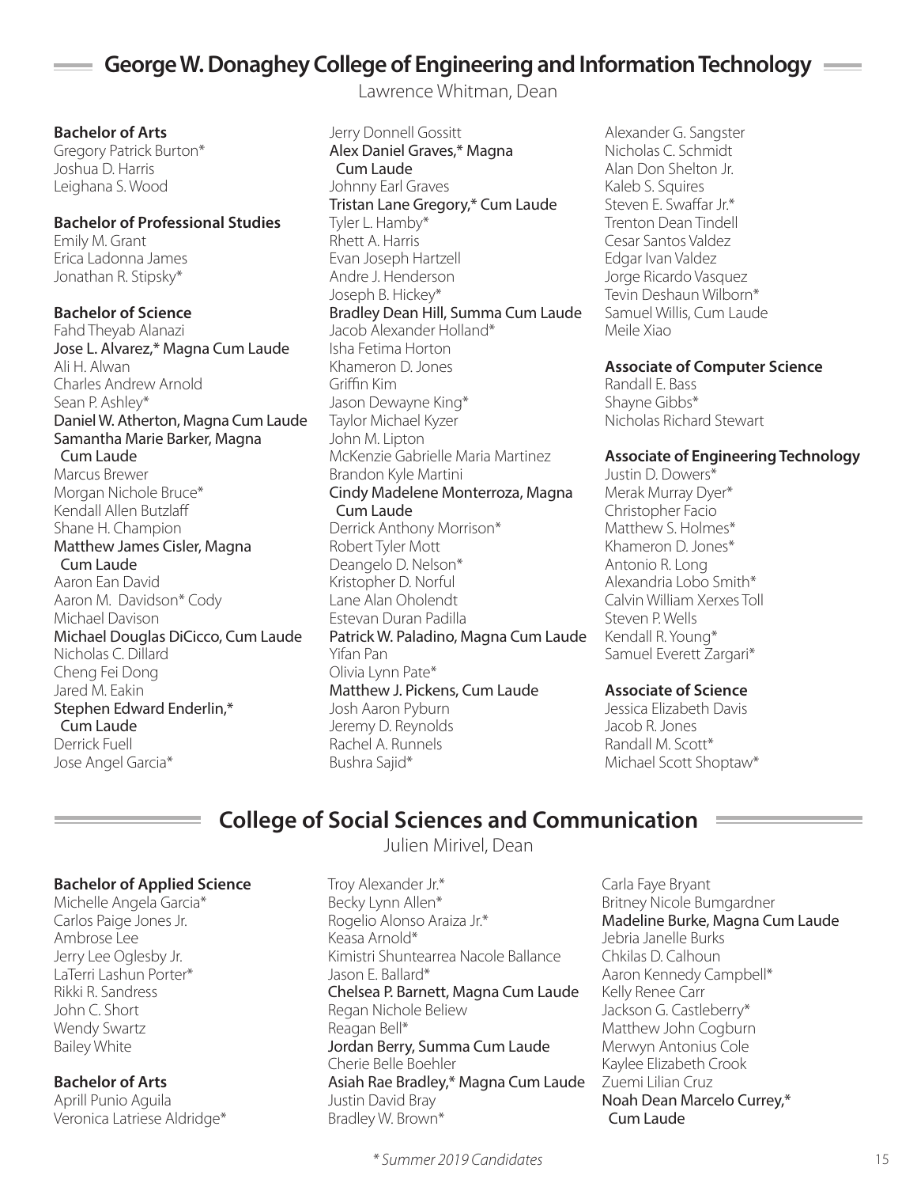## George W. Donaghey College of Engineering and Information Technology

Lawrence Whitman, Dean

### Bachelor of Arts

Gregory Patrick Burton*
Joshua D. Harris
Leighana S. Wood

### Bachelor of Professional Studies

Emily M. Grant
Erica Ladonna James
Jonathan R. Stipsky*

### Bachelor of Science

Fahd Theyab Alanazi
Jose L. Alvarez,* Magna Cum Laude
Ali H. Alwan
Charles Andrew Arnold
Sean P. Ashley*
Daniel W. Atherton, Magna Cum Laude
Samantha Marie Barker, Magna Cum Laude
Marcus Brewer
Morgan Nichole Bruce*
Kendall Allen Butzlaff
Shane H. Champion
Matthew James Cisler, Magna Cum Laude
Aaron Ean David
Aaron M. Davidson* Cody
Michael Davison
Michael Douglas DiCicco, Cum Laude
Nicholas C. Dillard
Cheng Fei Dong
Jared M. Eakin
Stephen Edward Enderlin,* Cum Laude
Derrick Fuell
Jose Angel Garcia*
Jerry Donnell Gossitt
Alex Daniel Graves,* Magna Cum Laude
Johnny Earl Graves
Tristan Lane Gregory,* Cum Laude
Tyler L. Hamby*
Rhett A. Harris
Evan Joseph Hartzell
Andre J. Henderson
Joseph B. Hickey*
Bradley Dean Hill, Summa Cum Laude
Jacob Alexander Holland*
Isha Fetima Horton
Khameron D. Jones
Griffin Kim
Jason Dewayne King*
Taylor Michael Kyzer
John M. Lipton
McKenzie Gabrielle Maria Martinez
Brandon Kyle Martini
Cindy Madelene Monterroza, Magna Cum Laude
Derrick Anthony Morrison*
Robert Tyler Mott
Deangelo D. Nelson*
Kristopher D. Norful
Lane Alan Oholendt
Estevan Duran Padilla
Patrick W. Paladino, Magna Cum Laude
Yifan Pan
Olivia Lynn Pate*
Matthew J. Pickens, Cum Laude
Josh Aaron Pyburn
Jeremy D. Reynolds
Rachel A. Runnels
Bushra Sajid*
Alexander G. Sangster
Nicholas C. Schmidt
Alan Don Shelton Jr.
Kaleb S. Squires
Steven E. Swaffar Jr.*
Trenton Dean Tindell
Cesar Santos Valdez
Edgar Ivan Valdez
Jorge Ricardo Vasquez
Tevin Deshaun Wilborn*
Samuel Willis, Cum Laude
Meile Xiao

### Associate of Computer Science

Randall E. Bass
Shayne Gibbs*
Nicholas Richard Stewart

### Associate of Engineering Technology

Justin D. Dowers*
Merak Murray Dyer*
Christopher Facio
Matthew S. Holmes*
Khameron D. Jones*
Antonio R. Long
Alexandria Lobo Smith*
Calvin William Xerxes Toll
Steven P. Wells
Kendall R. Young*
Samuel Everett Zargari*

### Associate of Science

Jessica Elizabeth Davis
Jacob R. Jones
Randall M. Scott*
Michael Scott Shoptaw*

## College of Social Sciences and Communication

Julien Mirivel, Dean

### Bachelor of Applied Science

Michelle Angela Garcia*
Carlos Paige Jones Jr.
Ambrose Lee
Jerry Lee Oglesby Jr.
LaTerri Lashun Porter*
Rikki R. Sandress
John C. Short
Wendy Swartz
Bailey White

### Bachelor of Arts

Aprill Punio Aguila
Veronica Latriese Aldridge*
Troy Alexander Jr.*
Becky Lynn Allen*
Rogelio Alonso Araiza Jr.*
Keasa Arnold*
Kimistri Shuntearrea Nacole Ballance
Jason E. Ballard*
Chelsea P. Barnett, Magna Cum Laude
Regan Nichole Beliew
Reagan Bell*
Jordan Berry, Summa Cum Laude
Cherie Belle Boehler
Asiah Rae Bradley,* Magna Cum Laude
Justin David Bray
Bradley W. Brown*
Carla Faye Bryant
Britney Nicole Bumgardner
Madeline Burke, Magna Cum Laude
Jebria Janelle Burks
Chkilas D. Calhoun
Aaron Kennedy Campbell*
Kelly Renee Carr
Jackson G. Castleberry*
Matthew John Cogburn
Merwyn Antonius Cole
Kaylee Elizabeth Crook
Zuemi Lilian Cruz
Noah Dean Marcelo Currey,* Cum Laude

*\* Summer 2019 Candidates*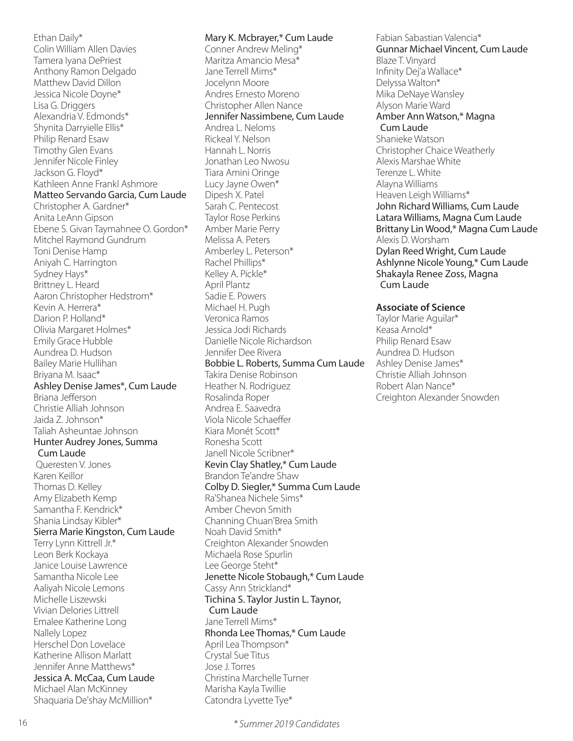Ethan Daily*
Colin William Allen Davies
Tamera Iyana DePriest
Anthony Ramon Delgado
Matthew David Dillon
Jessica Nicole Doyne*
Lisa G. Driggers
Alexandria V. Edmonds*
Shynita Darryielle Ellis*
Philip Renard Esaw
Timothy Glen Evans
Jennifer Nicole Finley
Jackson G. Floyd*
Kathleen Anne Frankl Ashmore
Matteo Servando Garcia, Cum Laude
Christopher A. Gardner*
Anita LeAnn Gipson
Ebene S. Givan Taymahnee O. Gordon*
Mitchel Raymond Gundrum
Toni Denise Hamp
Aniyah C. Harrington
Sydney Hays*
Brittney L. Heard
Aaron Christopher Hedstrom*
Kevin A. Herrera*
Darion P. Holland*
Olivia Margaret Holmes*
Emily Grace Hubble
Aundrea D. Hudson
Bailey Marie Hullihan
Briyana M. Isaac*
Ashley Denise James*, Cum Laude
Briana Jefferson
Christie Alliah Johnson
Jaida Z. Johnson*
Taliah Asheuntae Johnson
Hunter Audrey Jones, Summa Cum Laude
Queresten V. Jones
Karen Keillor
Thomas D. Kelley
Amy Elizabeth Kemp
Samantha F. Kendrick*
Shania Lindsay Kibler*
Sierra Marie Kingston, Cum Laude
Terry Lynn Kittrell Jr.*
Leon Berk Kockaya
Janice Louise Lawrence
Samantha Nicole Lee
Aaliyah Nicole Lemons
Michelle Liszewski
Vivian Delories Littrell
Emalee Katherine Long
Nallely Lopez
Herschel Don Lovelace
Katherine Allison Marlatt
Jennifer Anne Matthews*
Jessica A. McCaa, Cum Laude
Michael Alan McKinney
Shaquaria De'shay McMillion*
Mary K. Mcbrayer,* Cum Laude
Conner Andrew Meling*
Maritza Amancio Mesa*
Jane Terrell Mims*
Jocelynn Moore
Andres Ernesto Moreno
Christopher Allen Nance
Jennifer Nassimbene, Cum Laude
Andrea L. Neloms
Rickeal Y. Nelson
Hannah L. Norris
Jonathan Leo Nwosu
Tiara Amini Oringe
Lucy Jayne Owen*
Dipesh X. Patel
Sarah C. Pentecost
Taylor Rose Perkins
Amber Marie Perry
Melissa A. Peters
Amberley L. Peterson*
Rachel Phillips*
Kelley A. Pickle*
April Plantz
Sadie E. Powers
Michael H. Pugh
Veronica Ramos
Jessica Jodi Richards
Danielle Nicole Richardson
Jennifer Dee Rivera
Bobbie L. Roberts, Summa Cum Laude
Takira Denise Robinson
Heather N. Rodriguez
Rosalinda Roper
Andrea E. Saavedra
Viola Nicole Schaeffer
Kiara Monét Scott*
Ronesha Scott
Janell Nicole Scribner*
Kevin Clay Shatley,* Cum Laude
Brandon Te'andre Shaw
Colby D. Siegler,* Summa Cum Laude
Ra'Shanea Nichele Sims*
Amber Chevon Smith
Channing Chuan'Brea Smith
Noah David Smith*
Creighton Alexander Snowden
Michaela Rose Spurlin
Lee George Steht*
Jenette Nicole Stobaugh,* Cum Laude
Cassy Ann Strickland*
Tichina S. Taylor Justin L. Taynor, Cum Laude
Jane Terrell Mims*
Rhonda Lee Thomas,* Cum Laude
April Lea Thompson*
Crystal Sue Titus
Jose J. Torres
Christina Marchelle Turner
Marisha Kayla Twillie
Catondra Lyvette Tye*
Fabian Sebastian Valencia*
Gunnar Michael Vincent, Cum Laude
Blaze T. Vinyard
Infinity Dej'a Wallace*
Delyssa Walton*
Mika DeNaye Wansley
Alyson Marie Ward
Amber Ann Watson,* Magna Cum Laude
Shanieke Watson
Christopher Chaice Weatherly
Alexis Marshae White
Terenze L. White
Alayna Williams
Heaven Leigh Williams*
John Richard Williams, Cum Laude
Latara Williams, Magna Cum Laude
Brittany Lin Wood,* Magna Cum Laude
Alexis D. Worsham
Dylan Reed Wright, Cum Laude
Ashlynne Nicole Young,* Cum Laude
Shakayla Renee Zoss, Magna Cum Laude

**Associate of Science**

Taylor Marie Aguilar*
Keasa Arnold*
Philip Renard Esaw
Aundrea D. Hudson
Ashley Denise James*
Christie Alliah Johnson
Robert Alan Nance*
Creighton Alexander Snowden

*\* Summer 2019 Candidates*